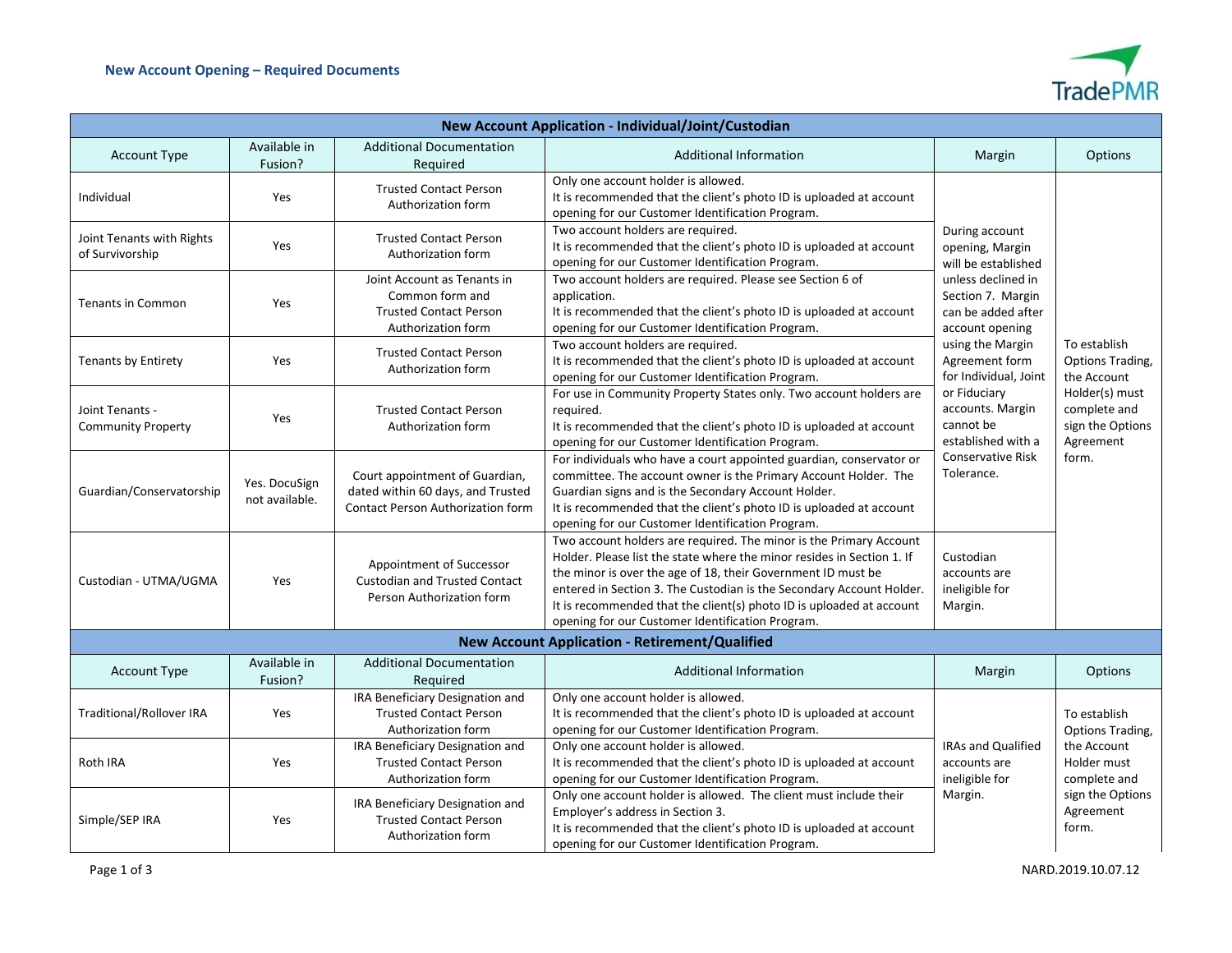# New Account Opening – Required Documents

| New Account Application - Individual/Joint/Custodian | | | | | |
|---|---|---|---|---|---|
| Account Type | Available in Fusion? | Additional Documentation Required | Additional Information | Margin | Options |
| Individual | Yes | Trusted Contact Person Authorization form | Only one account holder is allowed. It is recommended that the client's photo ID is uploaded at account opening for our Customer Identification Program. | During account opening, Margin will be established unless declined in Section 7. Margin can be added after account opening using the Margin Agreement form for Individual, Joint or Fiduciary accounts. Margin cannot be established with a Conservative Risk Tolerance. | To establish Options Trading, the Account Holder(s) must complete and sign the Options Agreement form. |
| Joint Tenants with Rights of Survivorship | Yes | Trusted Contact Person Authorization form | Two account holders are required. It is recommended that the client's photo ID is uploaded at account opening for our Customer Identification Program. | | |
| Tenants in Common | Yes | Joint Account as Tenants in Common form and Trusted Contact Person Authorization form | Two account holders are required. Please see Section 6 of application. It is recommended that the client's photo ID is uploaded at account opening for our Customer Identification Program. | | |
| Tenants by Entirety | Yes | Trusted Contact Person Authorization form | Two account holders are required. It is recommended that the client's photo ID is uploaded at account opening for our Customer Identification Program. | | |
| Joint Tenants - Community Property | Yes | Trusted Contact Person Authorization form | For use in Community Property States only. Two account holders are required. It is recommended that the client's photo ID is uploaded at account opening for our Customer Identification Program. | | |
| Guardian/Conservatorship | Yes. DocuSign not available. | Court appointment of Guardian, dated within 60 days, and Trusted Contact Person Authorization form | For individuals who have a court appointed guardian, conservator or committee. The account owner is the Primary Account Holder. The Guardian signs and is the Secondary Account Holder. It is recommended that the client's photo ID is uploaded at account opening for our Customer Identification Program. | | |
| Custodian - UTMA/UGMA | Yes | Appointment of Successor Custodian and Trusted Contact Person Authorization form | Two account holders are required. The minor is the Primary Account Holder. Please list the state where the minor resides in Section 1. If the minor is over the age of 18, their Government ID must be entered in Section 3. The Custodian is the Secondary Account Holder. It is recommended that the client(s) photo ID is uploaded at account opening for our Customer Identification Program. | Custodian accounts are ineligible for Margin. | |

| New Account Application - Retirement/Qualified | | | | | |
|---|---|---|---|---|---|
| Account Type | Available in Fusion? | Additional Documentation Required | Additional Information | Margin | Options |
| Traditional/Rollover IRA | Yes | IRA Beneficiary Designation and Trusted Contact Person Authorization form | Only one account holder is allowed. It is recommended that the client's photo ID is uploaded at account opening for our Customer Identification Program. | IRAs and Qualified accounts are ineligible for Margin. | To establish Options Trading, the Account Holder must complete and sign the Options Agreement form. |
| Roth IRA | Yes | IRA Beneficiary Designation and Trusted Contact Person Authorization form | Only one account holder is allowed. It is recommended that the client's photo ID is uploaded at account opening for our Customer Identification Program. | | |
| Simple/SEP IRA | Yes | IRA Beneficiary Designation and Trusted Contact Person Authorization form | Only one account holder is allowed. The client must include their Employer's address in Section 3. It is recommended that the client's photo ID is uploaded at account opening for our Customer Identification Program. | | |

NARD.2019.10.07.12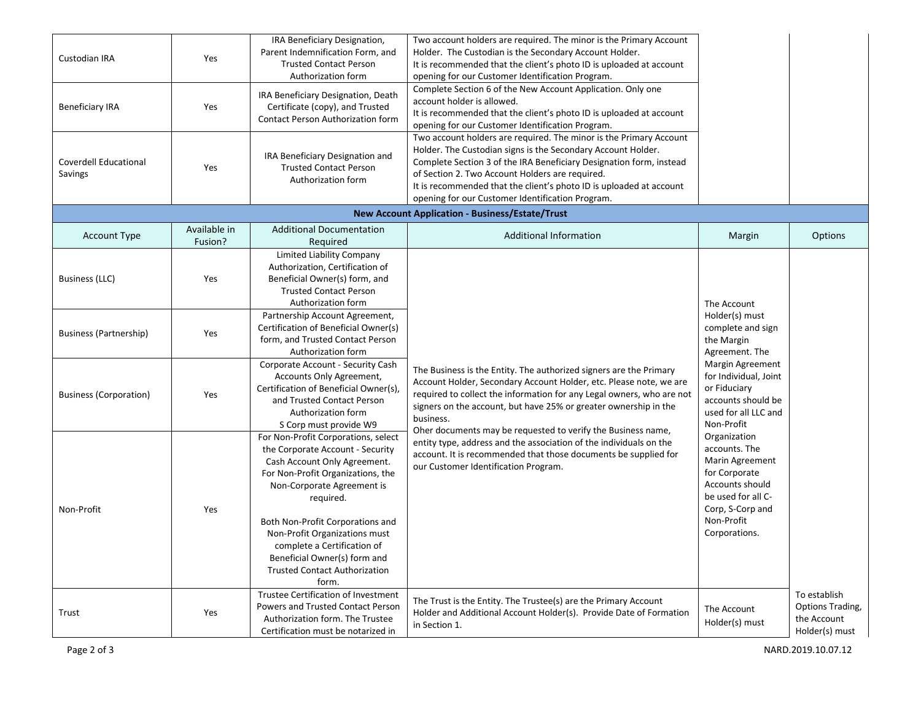| Account Type | Available in Fusion? | Additional Documentation Required | Additional Information | Margin | Options |
|---|---|---|---|---|---|
| Custodian IRA | Yes | IRA Beneficiary Designation, Parent Indemnification Form, and Trusted Contact Person Authorization form | Two account holders are required. The minor is the Primary Account Holder. The Custodian is the Secondary Account Holder. It is recommended that the client's photo ID is uploaded at account opening for our Customer Identification Program. | | |
| Beneficiary IRA | Yes | IRA Beneficiary Designation, Death Certificate (copy), and Trusted Contact Person Authorization form | Complete Section 6 of the New Account Application. Only one account holder is allowed. It is recommended that the client's photo ID is uploaded at account opening for our Customer Identification Program. | | |
| Coverdell Educational Savings | Yes | IRA Beneficiary Designation and Trusted Contact Person Authorization form | Two account holders are required. The minor is the Primary Account Holder. The Custodian signs is the Secondary Account Holder. Complete Section 3 of the IRA Beneficiary Designation form, instead of Section 2. Two Account Holders are required. It is recommended that the client's photo ID is uploaded at account opening for our Customer Identification Program. | | |
| **New Account Application - Business/Estate/Trust** | | | | | |
| Account Type | Available in Fusion? | Additional Documentation Required | Additional Information | Margin | Options |
| Business (LLC) | Yes | Limited Liability Company Authorization, Certification of Beneficial Owner(s) form, and Trusted Contact Person Authorization form | The Business is the Entity. The authorized signers are the Primary Account Holder, Secondary Account Holder, etc. Please note, we are required to collect the information for any Legal owners, who are not signers on the account, but have 25% or greater ownership in the business. Oher documents may be requested to verify the Business name, entity type, address and the association of the individuals on the account. It is recommended that those documents be supplied for our Customer Identification Program. | The Account Holder(s) must complete and sign the Margin Agreement. The Margin Agreement for Individual, Joint or Fiduciary accounts should be used for all LLC and Non-Profit Organization accounts. The Marin Agreement for Corporate Accounts should be used for all C-Corp, S-Corp and Non-Profit Corporations. | |
| Business (Partnership) | Yes | Partnership Account Agreement, Certification of Beneficial Owner(s) form, and Trusted Contact Person Authorization form | | | |
| Business (Corporation) | Yes | Corporate Account - Security Cash Accounts Only Agreement, Certification of Beneficial Owner(s), and Trusted Contact Person Authorization form S Corp must provide W9 | | | |
| Non-Profit | Yes | For Non-Profit Corporations, select the Corporate Account - Security Cash Account Only Agreement. For Non-Profit Organizations, the Non-Corporate Agreement is required. Both Non-Profit Corporations and Non-Profit Organizations must complete a Certification of Beneficial Owner(s) form and Trusted Contact Authorization form. | | | |
| Trust | Yes | Trustee Certification of Investment Powers and Trusted Contact Person Authorization form. The Trustee Certification must be notarized in | The Trust is the Entity. The Trustee(s) are the Primary Account Holder and Additional Account Holder(s). Provide Date of Formation in Section 1. | The Account Holder(s) must | To establish Options Trading, the Account Holder(s) must |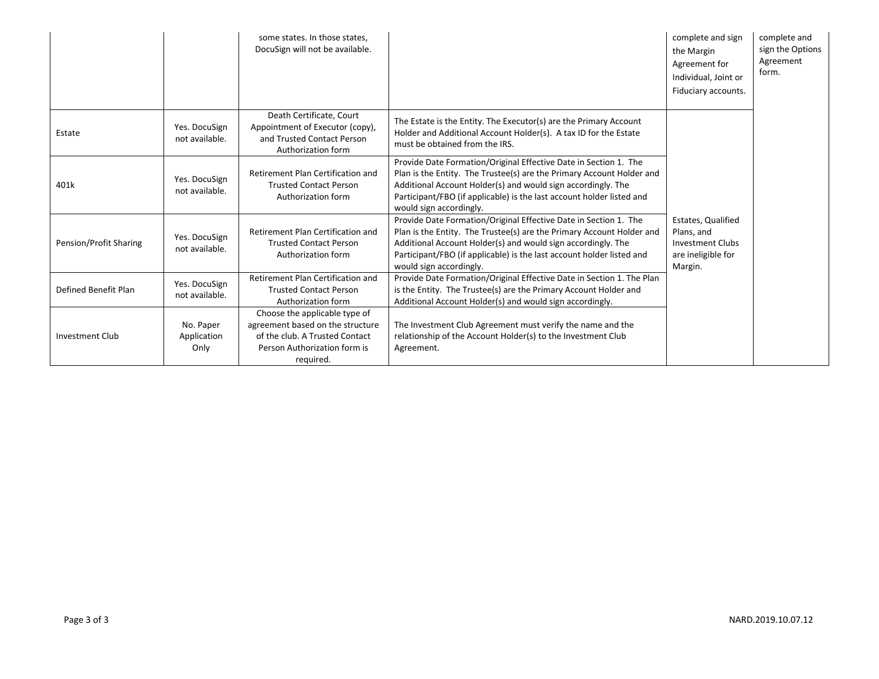| | | | | | |
|---|---|---|---|---|---|
| | | some states. In those states, DocuSign will not be available. | | complete and sign the Margin Agreement for Individual, Joint or Fiduciary accounts. | complete and sign the Options Agreement form. |
| Estate | Yes. DocuSign not available. | Death Certificate, Court Appointment of Executor (copy), and Trusted Contact Person Authorization form | The Estate is the Entity. The Executor(s) are the Primary Account Holder and Additional Account Holder(s). A tax ID for the Estate must be obtained from the IRS. | Estates, Qualified Plans, and Investment Clubs are ineligible for Margin. | |
| 401k | Yes. DocuSign not available. | Retirement Plan Certification and Trusted Contact Person Authorization form | Provide Date Formation/Original Effective Date in Section 1. The Plan is the Entity. The Trustee(s) are the Primary Account Holder and Additional Account Holder(s) and would sign accordingly. The Participant/FBO (if applicable) is the last account holder listed and would sign accordingly. | | |
| Pension/Profit Sharing | Yes. DocuSign not available. | Retirement Plan Certification and Trusted Contact Person Authorization form | Provide Date Formation/Original Effective Date in Section 1. The Plan is the Entity. The Trustee(s) are the Primary Account Holder and Additional Account Holder(s) and would sign accordingly. The Participant/FBO (if applicable) is the last account holder listed and would sign accordingly. | | |
| Defined Benefit Plan | Yes. DocuSign not available. | Retirement Plan Certification and Trusted Contact Person Authorization form | Provide Date Formation/Original Effective Date in Section 1. The Plan is the Entity. The Trustee(s) are the Primary Account Holder and Additional Account Holder(s) and would sign accordingly. | | |
| Investment Club | No. Paper Application Only | Choose the applicable type of agreement based on the structure of the club. A Trusted Contact Person Authorization form is required. | The Investment Club Agreement must verify the name and the relationship of the Account Holder(s) to the Investment Club Agreement. | | |

NARD.2019.10.07.12